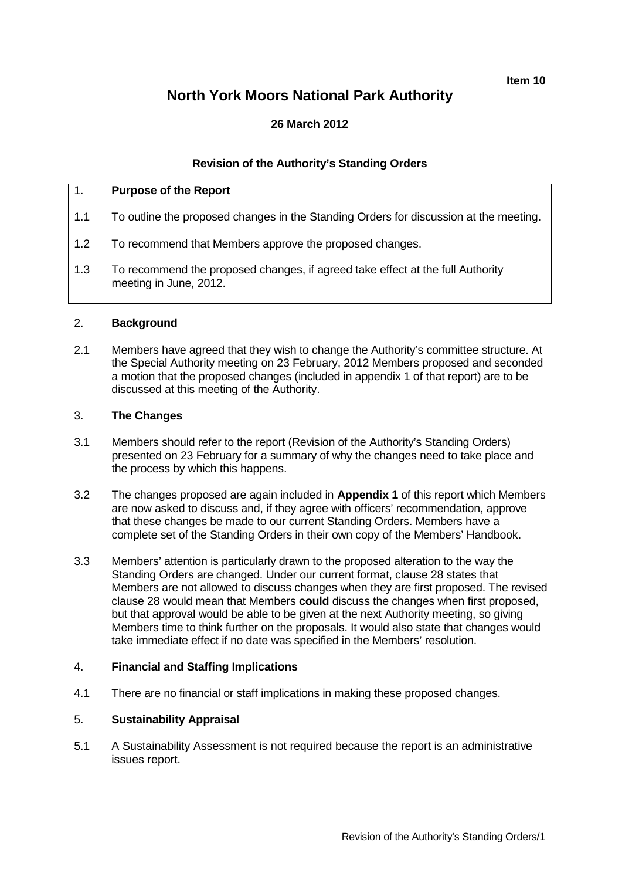**Item 10**

# North York Moors National Park Authority

**26 March 2012**

## Revision of the Authority's Standing Orders

## 1. Purpose of the Report

1.1 To outline the proposed changes in the Standing Orders for discussion at the meeting.

1.2 To recommend that Members approve the proposed changes.

1.3 To recommend the proposed changes, if agreed take effect at the full Authority meeting in June, 2012.

## 2. Background

2.1 Members have agreed that they wish to change the Authority's committee structure. At the Special Authority meeting on 23 February, 2012 Members proposed and seconded a motion that the proposed changes (included in appendix 1 of that report) are to be discussed at this meeting of the Authority.

## 3. The Changes

3.1 Members should refer to the report (Revision of the Authority's Standing Orders) presented on 23 February for a summary of why the changes need to take place and the process by which this happens.

3.2 The changes proposed are again included in **Appendix 1** of this report which Members are now asked to discuss and, if they agree with officers' recommendation, approve that these changes be made to our current Standing Orders. Members have a complete set of the Standing Orders in their own copy of the Members' Handbook.

3.3 Members' attention is particularly drawn to the proposed alteration to the way the Standing Orders are changed. Under our current format, clause 28 states that Members are not allowed to discuss changes when they are first proposed. The revised clause 28 would mean that Members **could** discuss the changes when first proposed, but that approval would be able to be given at the next Authority meeting, so giving Members time to think further on the proposals. It would also state that changes would take immediate effect if no date was specified in the Members' resolution.

## 4. Financial and Staffing Implications

4.1 There are no financial or staff implications in making these proposed changes.

## 5. Sustainability Appraisal

5.1 A Sustainability Assessment is not required because the report is an administrative issues report.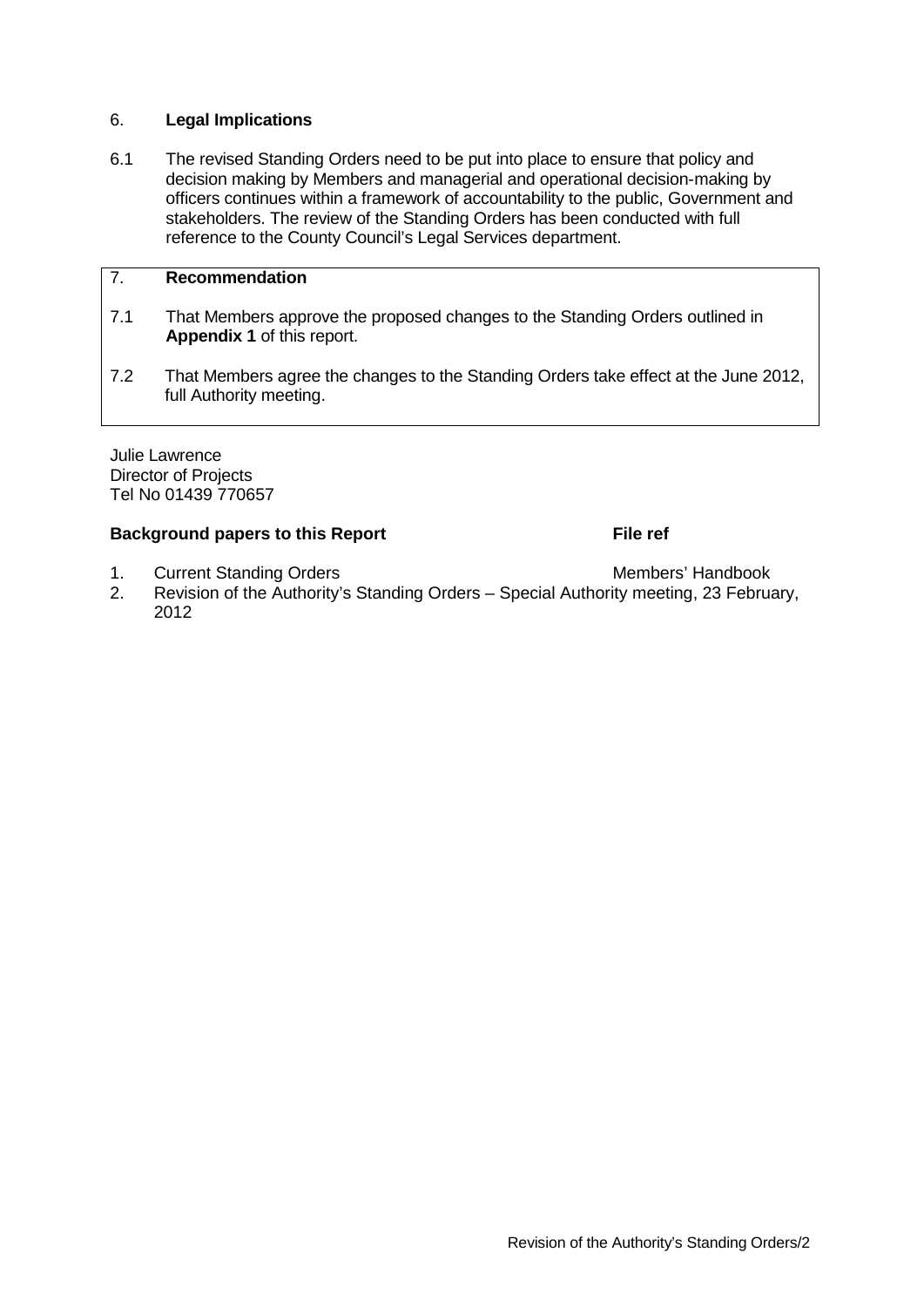## 6. **Legal Implications**

6.1 The revised Standing Orders need to be put into place to ensure that policy and decision making by Members and managerial and operational decision-making by officers continues within a framework of accountability to the public, Government and stakeholders. The review of the Standing Orders has been conducted with full reference to the County Council's Legal Services department.

## 7. **Recommendation**

7.1 That Members approve the proposed changes to the Standing Orders outlined in **Appendix 1** of this report.

7.2 That Members agree the changes to the Standing Orders take effect at the June 2012, full Authority meeting.

Julie Lawrence
Director of Projects
Tel No 01439 770657

| **Background papers to this Report** | **File ref** |
| --- | --- |
| 1. Current Standing Orders | Members' Handbook |
| 2. Revision of the Authority's Standing Orders – Special Authority meeting, 23 February, 2012 | |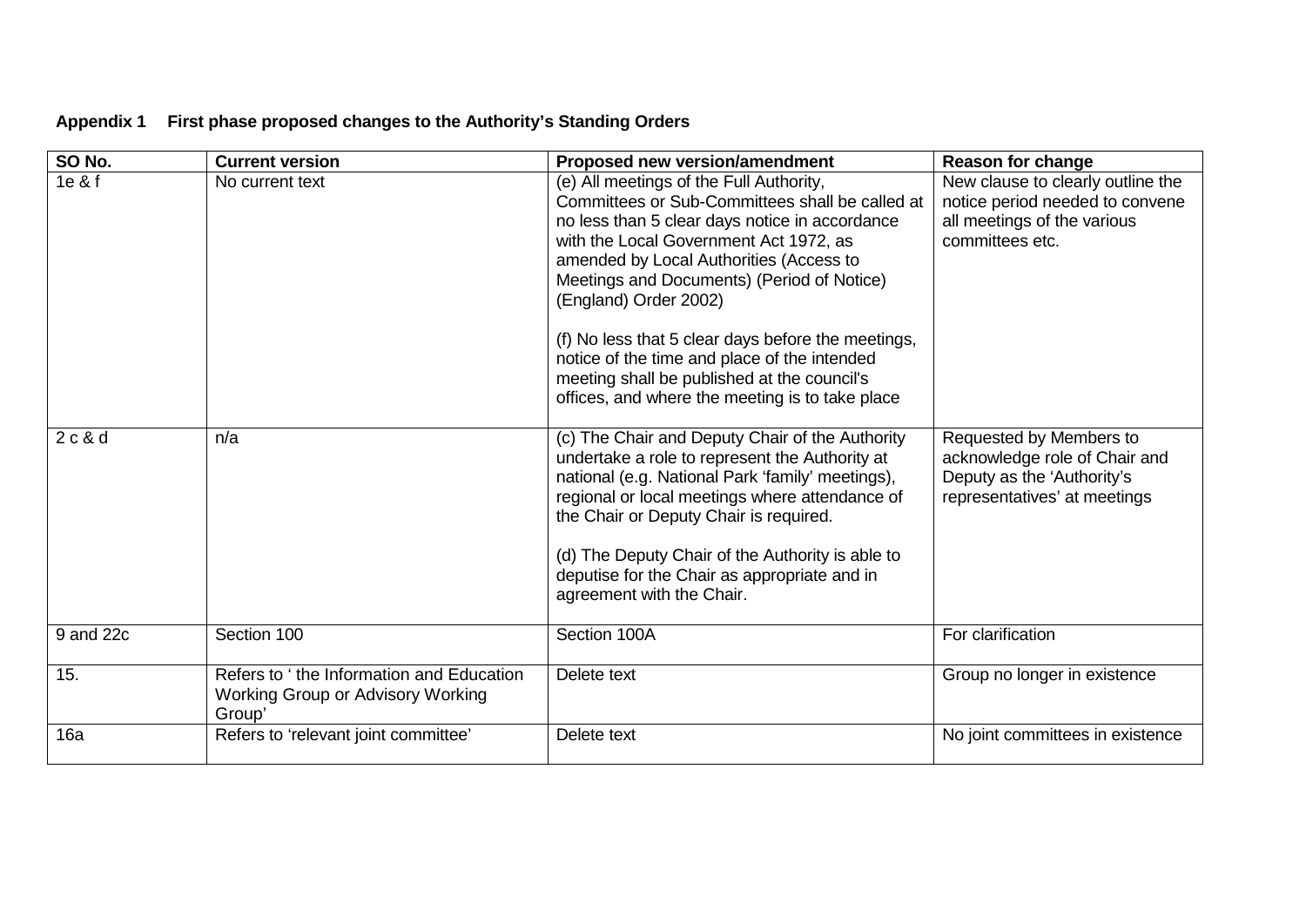**Appendix 1 First phase proposed changes to the Authority's Standing Orders**

| SO No. | Current version | Proposed new version/amendment | Reason for change |
|---|---|---|---|
| 1e & f | No current text | (e) All meetings of the Full Authority, Committees or Sub-Committees shall be called at no less than 5 clear days notice in accordance with the Local Government Act 1972, as amended by Local Authorities (Access to Meetings and Documents) (Period of Notice) (England) Order 2002<br><br>(f) No less that 5 clear days before the meetings, notice of the time and place of the intended meeting shall be published at the council's offices, and where the meeting is to take place | New clause to clearly outline the notice period needed to convene all meetings of the various committees etc. |
| 2 c & d | n/a | (c) The Chair and Deputy Chair of the Authority undertake a role to represent the Authority at national (e.g. National Park 'family' meetings), regional or local meetings where attendance of the Chair or Deputy Chair is required.<br><br>(d) The Deputy Chair of the Authority is able to deputise for the Chair as appropriate and in agreement with the Chair. | Requested by Members to acknowledge role of Chair and Deputy as the 'Authority's representatives' at meetings |
| 9 and 22c | Section 100 | Section 100A | For clarification |
| 15. | Refers to ' the Information and Education Working Group or Advisory Working Group' | Delete text | Group no longer in existence |
| 16a | Refers to 'relevant joint committee' | Delete text | No joint committees in existence |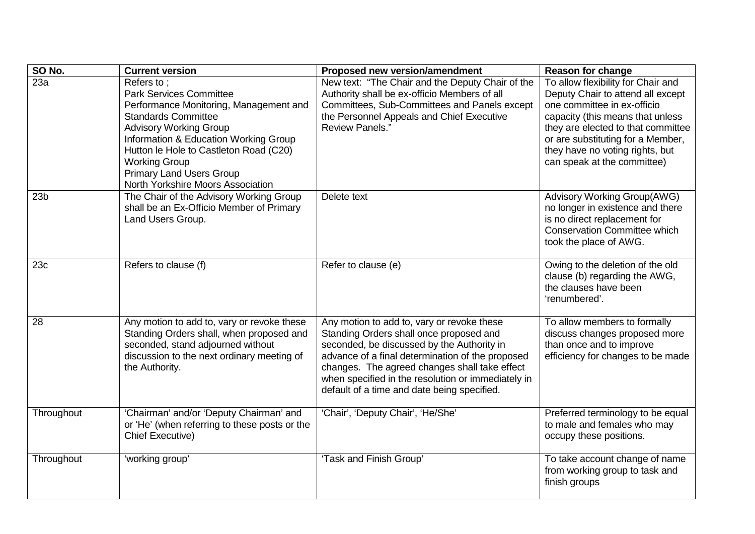| SO No. | Current version | Proposed new version/amendment | Reason for change |
|---|---|---|---|
| 23a | Refers to ;<br>Park Services Committee<br>Performance Monitoring, Management and Standards Committee<br>Advisory Working Group<br>Information & Education Working Group<br>Hutton le Hole to Castleton Road (C20) Working Group<br>Primary Land Users Group<br>North Yorkshire Moors Association | New text: "The Chair and the Deputy Chair of the Authority shall be ex-officio Members of all Committees, Sub-Committees and Panels except the Personnel Appeals and Chief Executive Review Panels." | To allow flexibility for Chair and Deputy Chair to attend all except one committee in ex-officio capacity (this means that unless they are elected to that committee or are substituting for a Member, they have no voting rights, but can speak at the committee) |
| 23b | The Chair of the Advisory Working Group shall be an Ex-Officio Member of Primary Land Users Group. | Delete text | Advisory Working Group(AWG) no longer in existence and there is no direct replacement for Conservation Committee which took the place of AWG. |
| 23c | Refers to clause (f) | Refer to clause (e) | Owing to the deletion of the old clause (b) regarding the AWG, the clauses have been 'renumbered'. |
| 28 | Any motion to add to, vary or revoke these Standing Orders shall, when proposed and seconded, stand adjourned without discussion to the next ordinary meeting of the Authority. | Any motion to add to, vary or revoke these Standing Orders shall once proposed and seconded, be discussed by the Authority in advance of a final determination of the proposed changes. The agreed changes shall take effect when specified in the resolution or immediately in default of a time and date being specified. | To allow members to formally discuss changes proposed more than once and to improve efficiency for changes to be made |
| Throughout | 'Chairman' and/or 'Deputy Chairman' and or 'He' (when referring to these posts or the Chief Executive) | 'Chair', 'Deputy Chair', 'He/She' | Preferred terminology to be equal to male and females who may occupy these positions. |
| Throughout | 'working group' | 'Task and Finish Group' | To take account change of name from working group to task and finish groups |